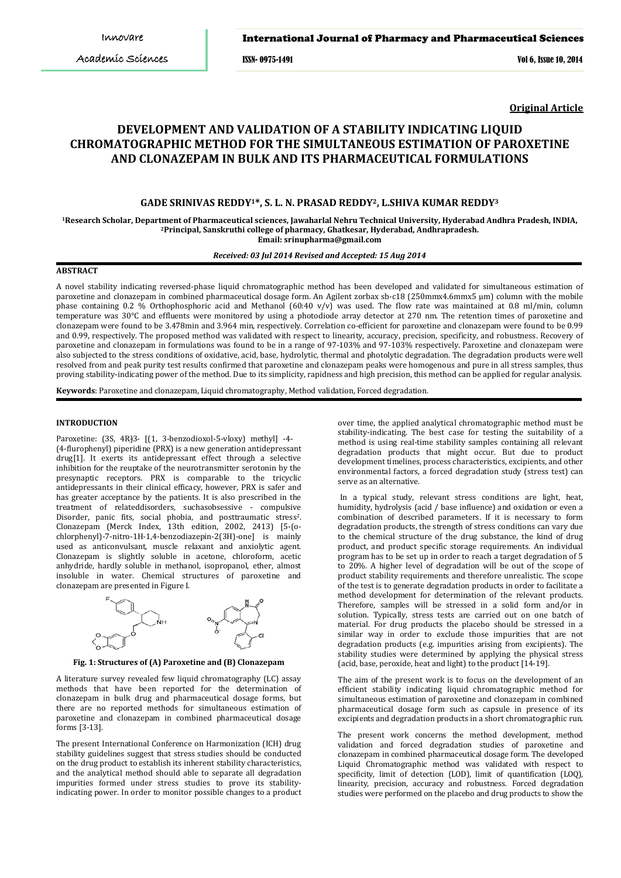**Original Article**

# DEVELOPMENT AND VALIDATION OF A STABILITY INDICATING LIQUID CHROMATOGRAPHIC METHOD FOR THE SIMULTANEOUS ESTIMATION OF PAROXETINE AND CLONAZEPAM IN BULK AND ITS PHARMACEUTICAL FORMULATIONS

### GADE SRINIVAS REDDY[1]*, S. L. N. PRASAD REDDY[2], L.SHIVA KUMAR REDDY[3]

[1]Research Scholar, Department of Pharmaceutical sciences, Jawaharlal Nehru Technical University, Hyderabad Andhra Pradesh, INDIA, [2]Principal, Sanskruthi college of pharmacy, Ghatkesar, Hyderabad, Andhrapradesh.
Email: srinupharma@gmail.com

*Received: 03 Jul 2014 Revised and Accepted: 15 Aug 2014*

## ABSTRACT

A novel stability indicating reversed-phase liquid chromatographic method has been developed and validated for simultaneous estimation of paroxetine and clonazepam in combined pharmaceutical dosage form. An Agilent zorbax sb-c18 (250mmx4.6mmx5 µm) column with the mobile phase containing 0.2 % Orthophosphoric acid and Methanol (60:40 v/v) was used. The flow rate was maintained at 0.8 ml/min, column temperature was 30°C and effluents were monitored by using a photodiode array detector at 270 nm. The retention times of paroxetine and clonazepam were found to be 3.478min and 3.964 min, respectively. Correlation co-efficient for paroxetine and clonazepam were found to be 0.99 and 0.99, respectively. The proposed method was validated with respect to linearity, accuracy, precision, specificity, and robustness. Recovery of paroxetine and clonazepam in formulations was found to be in a range of 97-103% and 97-103% respectively. Paroxetine and clonazepam were also subjected to the stress conditions of oxidative, acid, base, hydrolytic, thermal and photolytic degradation. The degradation products were well resolved from and peak purity test results confirmed that paroxetine and clonazepam peaks were homogenous and pure in all stress samples, thus proving stability-indicating power of the method. Due to its simplicity, rapidness and high precision, this method can be applied for regular analysis.

**Keywords**: Paroxetine and clonazepam, Liquid chromatography, Method validation, Forced degradation.

## INTRODUCTION

Paroxetine: (3S, 4R}3- [(1, 3-benzodioxol-5-vloxy) methyl] -4-(4-flurophenyl) piperidine (PRX) is a new generation antidepressant drug[1]. It exerts its antidepressant effect through a selective inhibition for the reuptake of the neurotransmitter serotonin by the presynaptic receptors. PRX is comparable to the tricyclic antidepressants in their clinical efficacy, however, PRX is safer and has greater acceptance by the patients. It is also prescribed in the treatment of relateddisorders, suchasobsessive - compulsive Disorder, panic fits, social phobia, and posttraumatic stress[2]. Clonazepam (Merck Index, 13th edition, 2002, 2413) [5-(o-chlorphenyl)-7-nitro-1H-1,4-benzodiazepin-2(3H)-one] is mainly used as anticonvulsant, muscle relaxant and anxiolytic agent. Clonazepam is slightly soluble in acetone, chloroform, acetic anhydride, hardly soluble in methanol, isopropanol, ether, almost insoluble in water. Chemical structures of paroxetine and clonazepam are presented in Figure I.

**Fig. 1: Structures of (A) Paroxetine and (B) Clonazepam**

A literature survey revealed few liquid chromatography (LC) assay methods that have been reported for the determination of clonazepam in bulk drug and pharmaceutical dosage forms, but there are no reported methods for simultaneous estimation of paroxetine and clonazepam in combined pharmaceutical dosage forms [3-13].

The present International Conference on Harmonization (ICH) drug stability guidelines suggest that stress studies should be conducted on the drug product to establish its inherent stability characteristics, and the analytical method should able to separate all degradation impurities formed under stress studies to prove its stability-indicating power. In order to monitor possible changes to a product over time, the applied analytical chromatographic method must be stability-indicating. The best case for testing the suitability of a method is using real-time stability samples containing all relevant degradation products that might occur. But due to product development timelines, process characteristics, excipients, and other environmental factors, a forced degradation study (stress test) can serve as an alternative.

In a typical study, relevant stress conditions are light, heat, humidity, hydrolysis (acid / base influence) and oxidation or even a combination of described parameters. If it is necessary to form degradation products, the strength of stress conditions can vary due to the chemical structure of the drug substance, the kind of drug product, and product specific storage requirements. An individual program has to be set up in order to reach a target degradation of 5 to 20%. A higher level of degradation will be out of the scope of product stability requirements and therefore unrealistic. The scope of the test is to generate degradation products in order to facilitate a method development for determination of the relevant products. Therefore, samples will be stressed in a solid form and/or in solution. Typically, stress tests are carried out on one batch of material. For drug products the placebo should be stressed in a similar way in order to exclude those impurities that are not degradation products (e.g. impurities arising from excipients). The stability studies were determined by applying the physical stress (acid, base, peroxide, heat and light) to the product [14-19].

The aim of the present work is to focus on the development of an efficient stability indicating liquid chromatographic method for simultaneous estimation of paroxetine and clonazepam in combined pharmaceutical dosage form such as capsule in presence of its excipients and degradation products in a short chromatographic run.

The present work concerns the method development, method validation and forced degradation studies of paroxetine and clonazepam in combined pharmaceutical dosage form. The developed Liquid Chromatographic method was validated with respect to specificity, limit of detection (LOD), limit of quantification (LOQ), linearity, precision, accuracy and robustness. Forced degradation studies were performed on the placebo and drug products to show the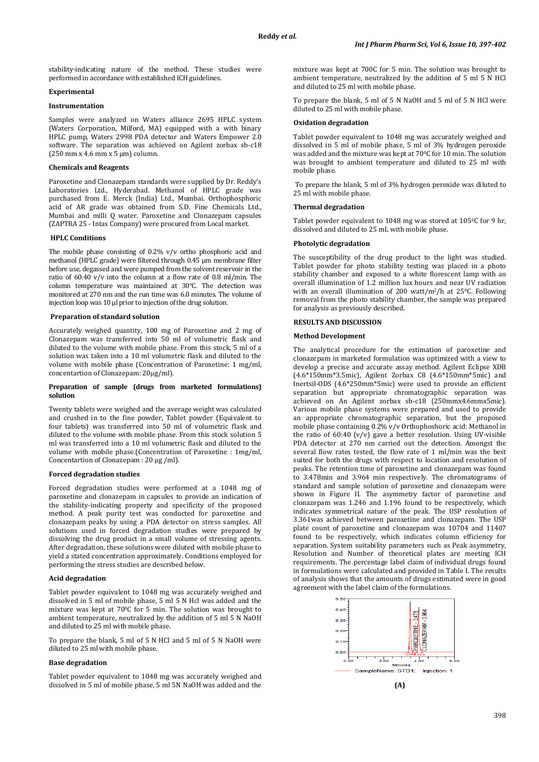stability-indicating nature of the method. These studies were performed in accordance with established ICH guidelines.

## Experimental

### Instrumentation

Samples were analyzed on Waters alliance 2695 HPLC system (Waters Corporation, Milford, MA) equipped with a with binary HPLC pump, Waters 2998 PDA detector and Waters Empower 2.0 software. The separation was achieved on Agilent zorbax sb-c18 (250 mm x 4.6 mm x 5 µm) column.

### Chemicals and Reagents

Paroxetine and Clonazepam standards were supplied by Dr. Reddy's Laboratories Ltd., Hyderabad. Methanol of HPLC grade was purchased from E. Merck (India) Ltd., Mumbai. Orthophosphoric acid of AR grade was obtained from S.D. Fine Chemicals Ltd., Mumbai and milli Q water. Paroxetine and Clonazepam capsules (ZAPTRA 25 - Intas Company) were procured from Local market.

### HPLC Conditions

The mobile phase consisting of 0.2% v/v ortho phosphoric acid and methanol (HPLC grade) were filtered through 0.45 µm membrane filter before use, degassed and were pumped from the solvent reservoir in the ratio of 60:40 v/v into the column at a flow rate of 0.8 ml/min. The column temperature was maintained at 30°C. The detection was monitored at 270 nm and the run time was 6.0 minutes. The volume of injection loop was 10 µl prior to injection of the drug solution.

### Preparation of standard solution

Accurately weighed quantity, 100 mg of Paroxetine and 2 mg of Clonazepam was transferred into 50 ml of volumetric flask and diluted to the volume with mobile phase. From this stock, 5 ml of a solution was taken into a 10 ml volumetric flask and diluted to the volume with mobile phase (Concentration of Paroxetine: 1 mg/ml, concentartion of Clonazepam: 20µg/ml).

### Preparation of sample (drugs from marketed formulations) solution

Twenty tablets were weighed and the average weight was calculated and crushed in to the fine powder, Tablet powder (Equivalent to four tablets) was transferred into 50 ml of volumetric flask and diluted to the volume with mobile phase. From this stock solution 5 ml was transferred into a 10 ml volumetric flask and diluted to the volume with mobile phase.(Concentration of Paroxetine : 1mg/ml, Concentartion of Clonazepam : 20 µg /ml).

### Forced degradation studies

Forced degradation studies were performed at a 1048 mg of paroxetine and clonazepam in capsules to provide an indication of the stability-indicating property and specificity of the proposed method. A peak purity test was conducted for paroxetine and clonazepam peaks by using a PDA detector on stress samples. All solutions used in forced degradation studies were prepared by dissolving the drug product in a small volume of stressing agents. After degradation, these solutions were diluted with mobile phase to yield a stated concentration approximately. Conditions employed for performing the stress studies are described below.

### Acid degradation

Tablet powder equivalent to 1048 mg was accurately weighed and dissolved in 5 ml of mobile phase, 5 ml 5 N Hcl was added and the mixture was kept at 70$^0$C for 5 min. The solution was brought to ambient temperature, neutralized by the addition of 5 ml 5 N NaOH and diluted to 25 ml with mobile phase.

To prepare the blank, 5 ml of 5 N HCl and 5 ml of 5 N NaOH were diluted to 25 ml with mobile phase.

### Base degradation

Tablet powder equivalent to 1048 mg was accurately weighed and dissolved in 5 ml of mobile phase, 5 ml 5N NaOH was added and the mixture was kept at 700C for 5 min. The solution was brought to ambient temperature, neutralized by the addition of 5 ml 5 N HCl and diluted to 25 ml with mobile phase.

To prepare the blank, 5 ml of 5 N NaOH and 5 ml of 5 N HCl were diluted to 25 ml with mobile phase.

### Oxidation degradation

Tablet powder equivalent to 1048 mg was accurately weighed and dissolved in 5 ml of mobile phase, 5 ml of 3% hydrogen peroxide was added and the mixture was kept at 70$^0$C for 10 min. The solution was brought to ambient temperature and diluted to 25 ml with mobile phase.

To prepare the blank, 5 ml of 3% hydrogen peroxide was diluted to 25 ml with mobile phase.

### Thermal degradation

Tablet powder equivalent to 1048 mg was stored at 105$^0$C for 9 hr, dissolved and diluted to 25 mL with mobile phase.

### Photolytic degradation

The susceptibility of the drug product to the light was studied. Tablet powder for photo stability testing was placed in a photo stability chamber and exposed to a white florescent lamp with an overall illumination of 1.2 million lux hours and near UV radiation with an overall illumination of 200 watt/m$^2$/h at 25$^0$C. Following removal from the photo stability chamber, the sample was prepared for analysis as previously described.

## RESULTS AND DISCUSSION

### Method Development

The analytical procedure for the estimation of paroxetine and clonazepam in marketed formulation was optimized with a view to develop a precise and accurate assay method. Agilent Eclipse XDB (4.6*150mm*3.5mic), Agilent Zorbax C8 (4.6*150mm*5mic) and Inertsil-ODS (4.6*250mm*5mic) were used to provide an efficient separation but appropriate chromatographic separation was achieved on An Agilent zorbax sb-c18 (250mmx4.6mmx5mic). Various mobile phase systems were prepared and used to provide an appropriate chromatographic separation, but the proposed mobile phase containing 0.2% v/v Orthophoshoric acid: Methanol in the ratio of 60:40 (v/v) gave a better resolution. Using UV-visible PDA detector at 270 nm carried out the detection. Amongst the several flow rates tested, the flow rate of 1 ml/min was the best suited for both the drugs with respect to location and resolution of peaks. The retention time of paroxetine and clonazepam was found to 3.478min and 3.964 min respectively. The chromatograms of standard and sample solution of paroxetine and clonazepam were shown in Figure II. The asymmetry factor of paroxetine and clonazepam was 1.246 and 1.196 found to be respectively, which indicates symmetrical nature of the peak. The USP resolution of 3.361was achieved between paroxetine and clonazepam. The USP plate count of paroxetine and clonazepam was 10704 and 11407 found to be respectively, which indicates column efficiency for separation. System suitability parameters such as Peak asymmetry, Resolution and Number of theoretical plates are meeting ICH requirements. The percentage label claim of individual drugs found in formulations were calculated and provided in Table I. The results of analysis shows that the amounts of drugs estimated were in good agreement with the label claim of the formulations.

**(A)**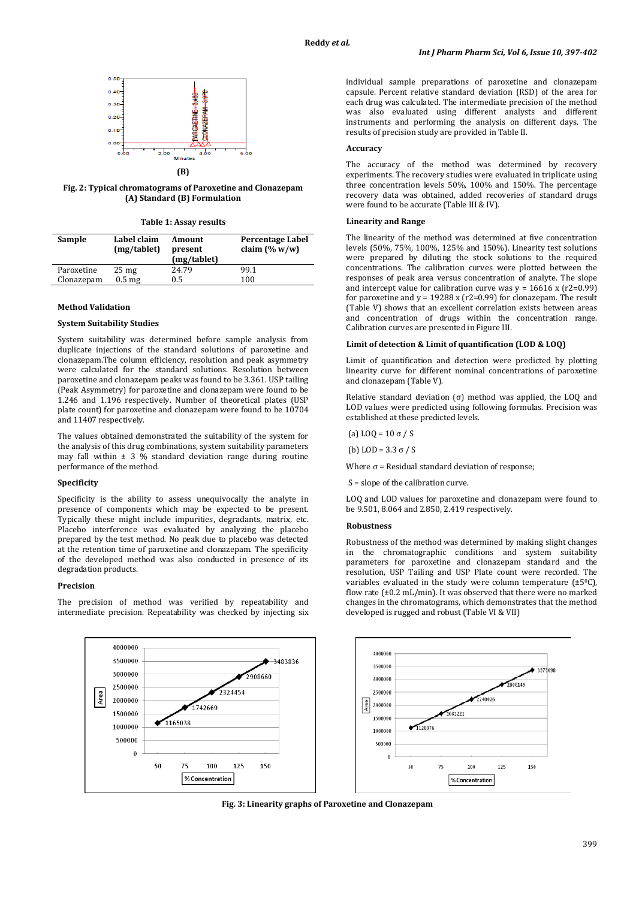(B)

**Fig. 2: Typical chromatograms of Paroxetine and Clonazepam (A) Standard (B) Formulation**

**Table 1: Assay results**

| Sample | Label claim (mg/tablet) | Amount present (mg/tablet) | Percentage Label claim (% w/w) |
|---|---|---|---|
| Paroxetine | 25 mg | 24.79 | 99.1 |
| Clonazepam | 0.5 mg | 0.5 | 100 |

### Method Validation

#### System Suitability Studies

System suitability was determined before sample analysis from duplicate injections of the standard solutions of paroxetine and clonazepam.The column efficiency, resolution and peak asymmetry were calculated for the standard solutions. Resolution between paroxetine and clonazepam peaks was found to be 3.361. USP tailing (Peak Asymmetry) for paroxetine and clonazepam were found to be 1.246 and 1.196 respectively. Number of theoretical plates (USP plate count) for paroxetine and clonazepam were found to be 10704 and 11407 respectively.

The values obtained demonstrated the suitability of the system for the analysis of this drug combinations, system suitability parameters may fall within ± 3 % standard deviation range during routine performance of the method.

#### Specificity

Specificity is the ability to assess unequivocally the analyte in presence of components which may be expected to be present. Typically these might include impurities, degradants, matrix, etc. Placebo interference was evaluated by analyzing the placebo prepared by the test method. No peak due to placebo was detected at the retention time of paroxetine and clonazepam. The specificity of the developed method was also conducted in presence of its degradation products.

#### Precision

The precision of method was verified by repeatability and intermediate precision. Repeatability was checked by injecting six individual sample preparations of paroxetine and clonazepam capsule. Percent relative standard deviation (RSD) of the area for each drug was calculated. The intermediate precision of the method was also evaluated using different analysts and different instruments and performing the analysis on different days. The results of precision study are provided in Table II.

#### Accuracy

The accuracy of the method was determined by recovery experiments. The recovery studies were evaluated in triplicate using three concentration levels 50%, 100% and 150%. The percentage recovery data was obtained, added recoveries of standard drugs were found to be accurate (Table III & IV).

#### Linearity and Range

The linearity of the method was determined at five concentration levels (50%, 75%, 100%, 125% and 150%). Linearity test solutions were prepared by diluting the stock solutions to the required concentrations. The calibration curves were plotted between the responses of peak area versus concentration of analyte. The slope and intercept value for calibration curve was $y = 16616\,x$ ($r^2=0.99$) for paroxetine and $y = 19288\,x$ ($r^2=0.99$) for clonazepam. The result (Table V) shows that an excellent correlation exists between areas and concentration of drugs within the concentration range. Calibration curves are presented in Figure III.

#### Limit of detection & Limit of quantification (LOD & LOQ)

Limit of quantification and detection were predicted by plotting linearity curve for different nominal concentrations of paroxetine and clonazepam (Table V).

Relative standard deviation (σ) method was applied, the LOQ and LOD values were predicted using following formulas. Precision was established at these predicted levels.

(a) $LOQ = 10\,\sigma / S$

(b) $LOD = 3.3\,\sigma / S$

Where σ = Residual standard deviation of response;

S = slope of the calibration curve.

LOQ and LOD values for paroxetine and clonazepam were found to be 9.501, 8.064 and 2.850, 2.419 respectively.

#### Robustness

Robustness of the method was determined by making slight changes in the chromatographic conditions and system suitability parameters for paroxetine and clonazepam standard and the resolution, USP Tailing and USP Plate count were recorded. The variables evaluated in the study were column temperature (±5°C), flow rate (±0.2 mL/min). It was observed that there were no marked changes in the chromatograms, which demonstrates that the method developed is rugged and robust (Table VI & VII)

**Fig. 3: Linearity graphs of Paroxetine and Clonazepam**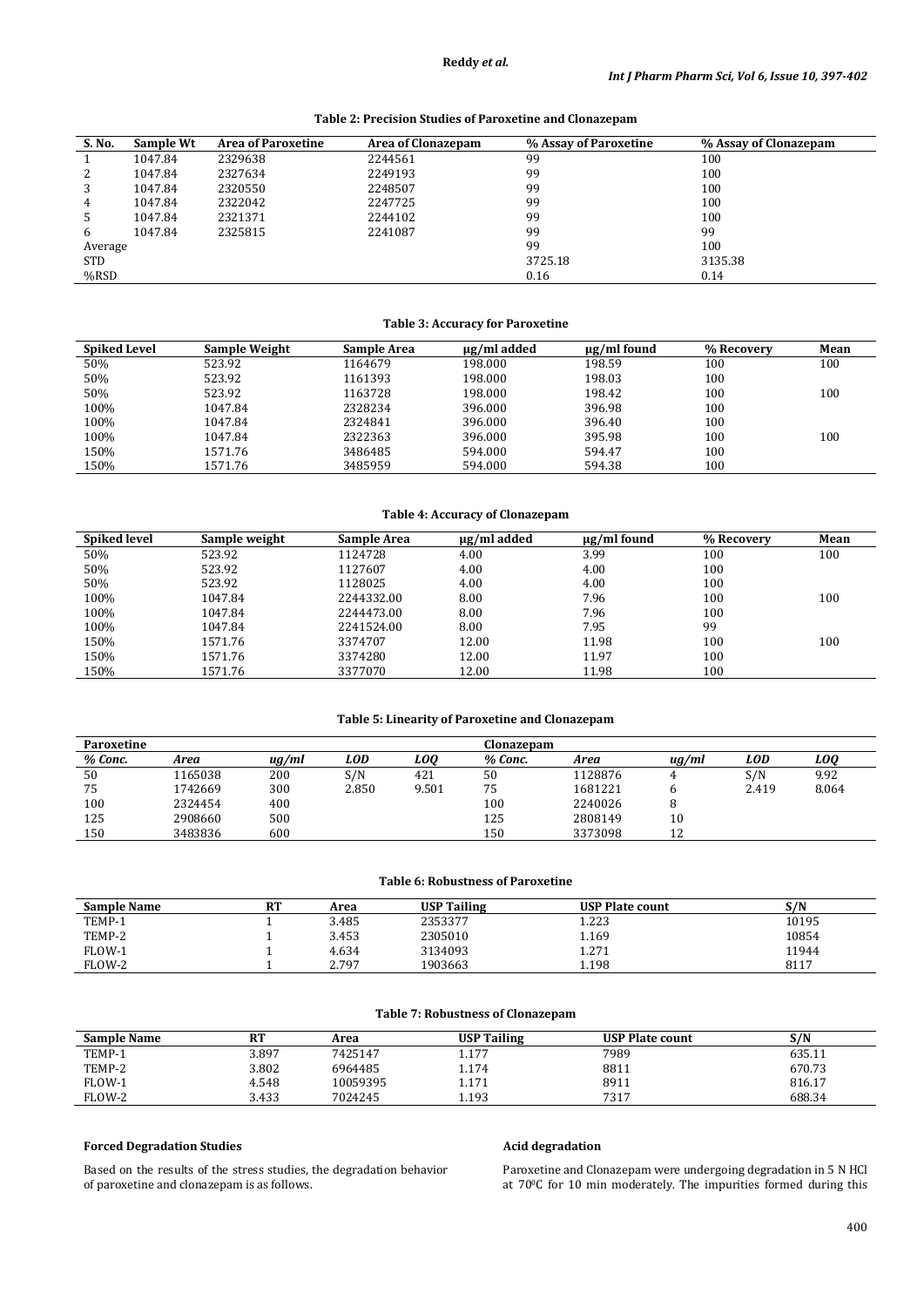**Table 2: Precision Studies of Paroxetine and Clonazepam**

| S. No. | Sample Wt | Area of Paroxetine | Area of Clonazepam | % Assay of Paroxetine | % Assay of Clonazepam |
|---|---|---|---|---|---|
| 1 | 1047.84 | 2329638 | 2244561 | 99 | 100 |
| 2 | 1047.84 | 2327634 | 2249193 | 99 | 100 |
| 3 | 1047.84 | 2320550 | 2248507 | 99 | 100 |
| 4 | 1047.84 | 2322042 | 2247725 | 99 | 100 |
| 5 | 1047.84 | 2321371 | 2244102 | 99 | 100 |
| 6 | 1047.84 | 2325815 | 2241087 | 99 | 99 |
| Average | | | | 99 | 100 |
| STD | | | | 3725.18 | 3135.38 |
| %RSD | | | | 0.16 | 0.14 |

**Table 3: Accuracy for Paroxetine**

| Spiked Level | Sample Weight | Sample Area | μg/ml added | μg/ml found | % Recovery | Mean |
|---|---|---|---|---|---|---|
| 50% | 523.92 | 1164679 | 198.000 | 198.59 | 100 | 100 |
| 50% | 523.92 | 1161393 | 198.000 | 198.03 | 100 | |
| 50% | 523.92 | 1163728 | 198.000 | 198.42 | 100 | 100 |
| 100% | 1047.84 | 2328234 | 396.000 | 396.98 | 100 | |
| 100% | 1047.84 | 2324841 | 396.000 | 396.40 | 100 | |
| 100% | 1047.84 | 2322363 | 396.000 | 395.98 | 100 | 100 |
| 150% | 1571.76 | 3486485 | 594.000 | 594.47 | 100 | |
| 150% | 1571.76 | 3485959 | 594.000 | 594.38 | 100 | |

**Table 4: Accuracy of Clonazepam**

| Spiked level | Sample weight | Sample Area | μg/ml added | μg/ml found | % Recovery | Mean |
|---|---|---|---|---|---|---|
| 50% | 523.92 | 1124728 | 4.00 | 3.99 | 100 | 100 |
| 50% | 523.92 | 1127607 | 4.00 | 4.00 | 100 | |
| 50% | 523.92 | 1128025 | 4.00 | 4.00 | 100 | |
| 100% | 1047.84 | 2244332.00 | 8.00 | 7.96 | 100 | 100 |
| 100% | 1047.84 | 2244473.00 | 8.00 | 7.96 | 100 | |
| 100% | 1047.84 | 2241524.00 | 8.00 | 7.95 | 99 | |
| 150% | 1571.76 | 3374707 | 12.00 | 11.98 | 100 | 100 |
| 150% | 1571.76 | 3374280 | 12.00 | 11.97 | 100 | |
| 150% | 1571.76 | 3377070 | 12.00 | 11.98 | 100 | |

**Table 5: Linearity of Paroxetine and Clonazepam**

| Paroxetine | | | | | Clonazepam | | | | |
|---|---|---|---|---|---|---|---|---|---|
| *% Conc.* | *Area* | *ug/ml* | *LOD* | *LOQ* | *% Conc.* | *Area* | *ug/ml* | *LOD* | *LOQ* |
| 50 | 1165038 | 200 | S/N | 421 | 50 | 1128876 | 4 | S/N | 9.92 |
| 75 | 1742669 | 300 | 2.850 | 9.501 | 75 | 1681221 | 6 | 2.419 | 8.064 |
| 100 | 2324454 | 400 | | | 100 | 2240026 | 8 | | |
| 125 | 2908660 | 500 | | | 125 | 2808149 | 10 | | |
| 150 | 3483836 | 600 | | | 150 | 3373098 | 12 | | |

**Table 6: Robustness of Paroxetine**

| Sample Name | RT | Area | USP Tailing | USP Plate count | S/N |
|---|---|---|---|---|---|
| TEMP-1 | 1 | 3.485 | 2353377 | 1.223 | 10195 |
| TEMP-2 | 1 | 3.453 | 2305010 | 1.169 | 10854 |
| FLOW-1 | 1 | 4.634 | 3134093 | 1.271 | 11944 |
| FLOW-2 | 1 | 2.797 | 1903663 | 1.198 | 8117 |

**Table 7: Robustness of Clonazepam**

| Sample Name | RT | Area | USP Tailing | USP Plate count | S/N |
|---|---|---|---|---|---|
| TEMP-1 | 3.897 | 7425147 | 1.177 | 7989 | 635.11 |
| TEMP-2 | 3.802 | 6964485 | 1.174 | 8811 | 670.73 |
| FLOW-1 | 4.548 | 10059395 | 1.171 | 8911 | 816.17 |
| FLOW-2 | 3.433 | 7024245 | 1.193 | 7317 | 688.34 |

### Forced Degradation Studies

Based on the results of the stress studies, the degradation behavior of paroxetine and clonazepam is as follows.

### Acid degradation

Paroxetine and Clonazepam were undergoing degradation in 5 N HCl at 70$^0$C for 10 min moderately. The impurities formed during this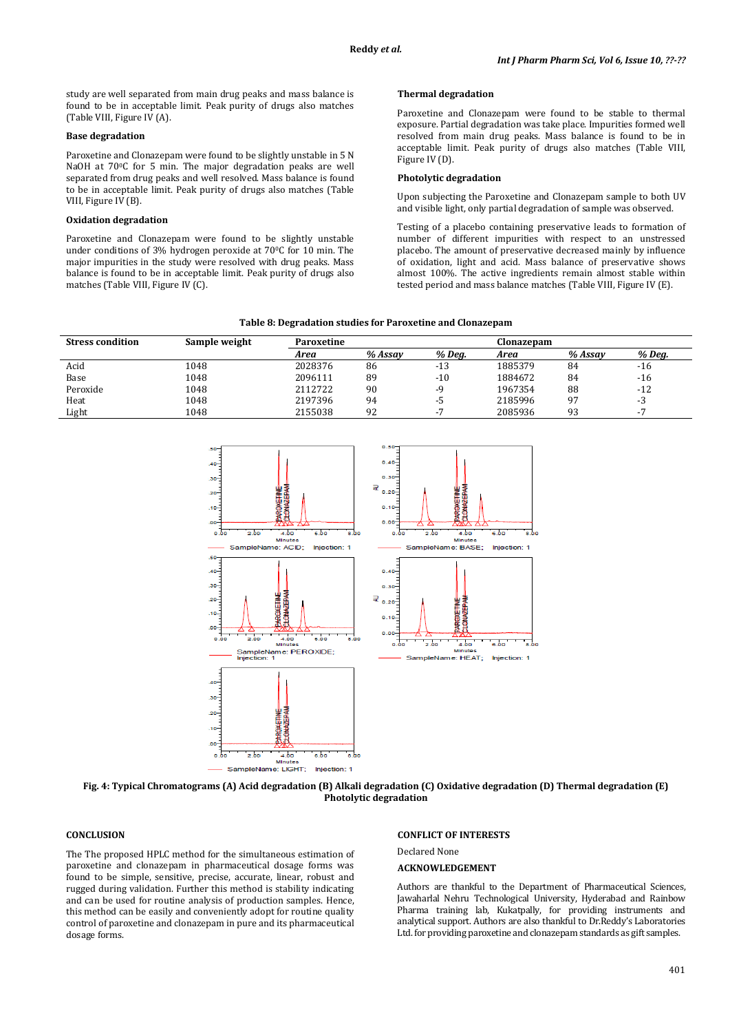study are well separated from main drug peaks and mass balance is found to be in acceptable limit. Peak purity of drugs also matches (Table VIII, Figure IV (A).

### Base degradation

Paroxetine and Clonazepam were found to be slightly unstable in 5 N NaOH at 70⁰C for 5 min. The major degradation peaks are well separated from drug peaks and well resolved. Mass balance is found to be in acceptable limit. Peak purity of drugs also matches (Table VIII, Figure IV (B).

### Oxidation degradation

Paroxetine and Clonazepam were found to be slightly unstable under conditions of 3% hydrogen peroxide at 70⁰C for 10 min. The major impurities in the study were resolved with drug peaks. Mass balance is found to be in acceptable limit. Peak purity of drugs also matches (Table VIII, Figure IV (C).

### Thermal degradation

Paroxetine and Clonazepam were found to be stable to thermal exposure. Partial degradation was take place. Impurities formed well resolved from main drug peaks. Mass balance is found to be in acceptable limit. Peak purity of drugs also matches (Table VIII, Figure IV (D).

### Photolytic degradation

Upon subjecting the Paroxetine and Clonazepam sample to both UV and visible light, only partial degradation of sample was observed.

Testing of a placebo containing preservative leads to formation of number of different impurities with respect to an unstressed placebo. The amount of preservative decreased mainly by influence of oxidation, light and acid. Mass balance of preservative shows almost 100%. The active ingredients remain almost stable within tested period and mass balance matches (Table VIII, Figure IV (E).

**Table 8: Degradation studies for Paroxetine and Clonazepam**

| Stress condition | Sample weight | Paroxetine | | | Clonazepam | | |
|---|---|---|---|---|---|---|---|
| | | *Area* | *% Assay* | *% Deg.* | *Area* | *% Assay* | *% Deg.* |
| Acid | 1048 | 2028376 | 86 | -13 | 1885379 | 84 | -16 |
| Base | 1048 | 2096111 | 89 | -10 | 1884672 | 84 | -16 |
| Peroxide | 1048 | 2112722 | 90 | -9 | 1967354 | 88 | -12 |
| Heat | 1048 | 2197396 | 94 | -5 | 2185996 | 97 | -3 |
| Light | 1048 | 2155038 | 92 | -7 | 2085936 | 93 | -7 |

**Fig. 4: Typical Chromatograms (A) Acid degradation (B) Alkali degradation (C) Oxidative degradation (D) Thermal degradation (E) Photolytic degradation**

## CONCLUSION

The The proposed HPLC method for the simultaneous estimation of paroxetine and clonazepam in pharmaceutical dosage forms was found to be simple, sensitive, precise, accurate, linear, robust and rugged during validation. Further this method is stability indicating and can be used for routine analysis of production samples. Hence, this method can be easily and conveniently adopt for routine quality control of paroxetine and clonazepam in pure and its pharmaceutical dosage forms.

## CONFLICT OF INTERESTS

Declared None

## ACKNOWLEDGEMENT

Authors are thankful to the Department of Pharmaceutical Sciences, Jawaharlal Nehru Technological University, Hyderabad and Rainbow Pharma training lab, Kukatpally, for providing instruments and analytical support. Authors are also thankful to Dr.Reddy's Laboratories Ltd. for providing paroxetine and clonazepam standards as gift samples.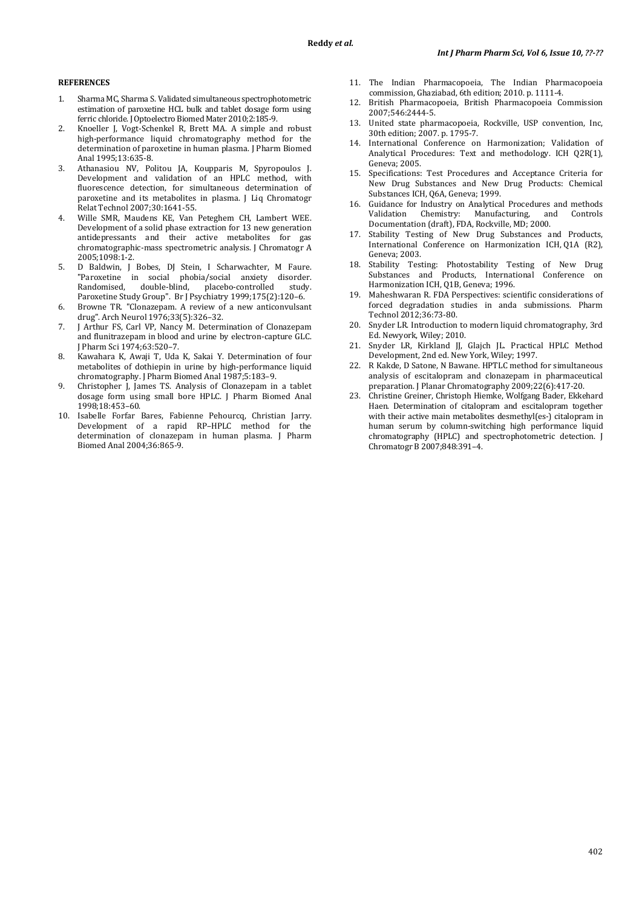## REFERENCES

1. Sharma MC, Sharma S. Validated simultaneous spectrophotometric estimation of paroxetine HCL bulk and tablet dosage form using ferric chloride. J Optoelectro Biomed Mater 2010;2:185-9.
2. Knoeller J, Vogt-Schenkel R, Brett MA. A simple and robust high-performance liquid chromatography method for the determination of paroxetine in human plasma. J Pharm Biomed Anal 1995;13:635-8.
3. Athanasiou NV, Politou JA, Koupparis M, Spyropoulos J. Development and validation of an HPLC method, with fluorescence detection, for simultaneous determination of paroxetine and its metabolites in plasma. J Liq Chromatogr Relat Technol 2007;30:1641-55.
4. Wille SMR, Maudens KE, Van Peteghem CH, Lambert WEE. Development of a solid phase extraction for 13 new generation antidepressants and their active metabolites for gas chromatographic-mass spectrometric analysis. J Chromatogr A 2005;1098:1-2.
5. D Baldwin, J Bobes, DJ Stein, I Scharwachter, M Faure. "Paroxetine in social phobia/social anxiety disorder. Randomised, double-blind, placebo-controlled study. Paroxetine Study Group". Br J Psychiatry 1999;175(2):120–6.
6. Browne TR. "Clonazepam. A review of a new anticonvulsant drug". Arch Neurol 1976;33(5):326–32.
7. J Arthur FS, Carl VP, Nancy M. Determination of Clonazepam and flunitrazepam in blood and urine by electron-capture GLC. J Pharm Sci 1974;63:520–7.
8. Kawahara K, Awaji T, Uda K, Sakai Y. Determination of four metabolites of dothiepin in urine by high-performance liquid chromatography. J Pharm Biomed Anal 1987;5:183–9.
9. Christopher J, James TS. Analysis of Clonazepam in a tablet dosage form using small bore HPLC. J Pharm Biomed Anal 1998;18:453–60.
10. Isabelle Forfar Bares, Fabienne Pehourcq, Christian Jarry. Development of a rapid RP–HPLC method for the determination of clonazepam in human plasma. J Pharm Biomed Anal 2004;36:865-9.
11. The Indian Pharmacopoeia, The Indian Pharmacopoeia commission, Ghaziabad, 6th edition; 2010. p. 1111-4.
12. British Pharmacopoeia, British Pharmacopoeia Commission 2007;546:2444-5.
13. United state pharmacopoeia, Rockville, USP convention, Inc, 30th edition; 2007. p. 1795-7.
14. International Conference on Harmonization; Validation of Analytical Procedures: Text and methodology. ICH Q2R(1), Geneva; 2005.
15. Specifications: Test Procedures and Acceptance Criteria for New Drug Substances and New Drug Products: Chemical Substances ICH, Q6A, Geneva; 1999.
16. Guidance for Industry on Analytical Procedures and methods Validation Chemistry: Manufacturing, and Controls Documentation (draft), FDA, Rockville, MD; 2000.
17. Stability Testing of New Drug Substances and Products, International Conference on Harmonization ICH, Q1A (R2), Geneva; 2003.
18. Stability Testing: Photostability Testing of New Drug Substances and Products, International Conference on Harmonization ICH, Q1B, Geneva; 1996.
19. Maheshwaran R. FDA Perspectives: scientific considerations of forced degradation studies in anda submissions. Pharm Technol 2012;36:73-80.
20. Snyder LR. Introduction to modern liquid chromatography, 3rd Ed. Newyork, Wiley; 2010.
21. Snyder LR, Kirkland JJ, Glajch JL. Practical HPLC Method Development, 2nd ed. New York, Wiley; 1997.
22. R Kakde, D Satone, N Bawane. HPTLC method for simultaneous analysis of escitalopram and clonazepam in pharmaceutical preparation. J Planar Chromatography 2009;22(6):417-20.
23. Christine Greiner, Christoph Hiemke, Wolfgang Bader, Ekkehard Haen. Determination of citalopram and escitalopram together with their active main metabolites desmethyl(es-) citalopram in human serum by column-switching high performance liquid chromatography (HPLC) and spectrophotometric detection. J Chromatogr B 2007;848:391–4.